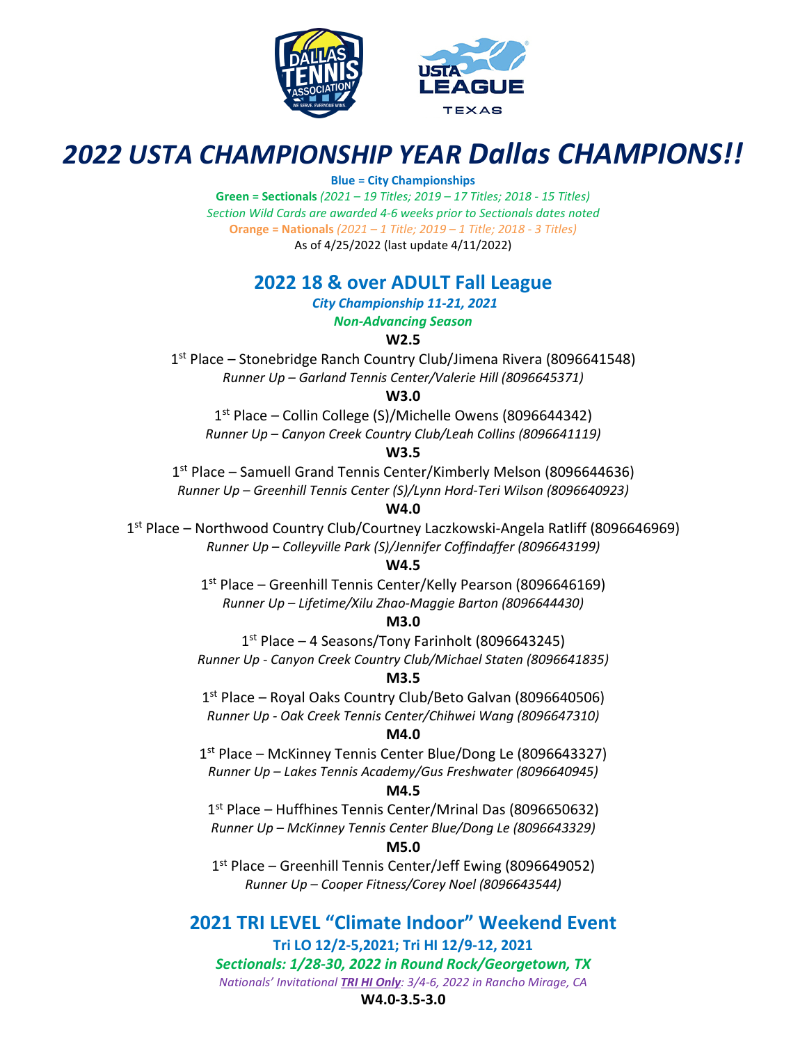# 2022 USTA CHAMPIONSHIP YEAR Dallas CHAMPIONS!!

**Blue = City Championships**

**Green = Sectionals** *(2021 – 19 Titles; 2019 – 17 Titles; 2018 - 15 Titles)*

*Section Wild Cards are awarded 4-6 weeks prior to Sectionals dates noted*

**Orange = Nationals** *(2021 – 1 Title; 2019 – 1 Title; 2018 - 3 Titles)*

As of 4/25/2022 (last update 4/11/2022)

## 2022 18 & over ADULT Fall League

***City Championship 11-21, 2021***

***Non-Advancing Season***

**W2.5**

1st Place – Stonebridge Ranch Country Club/Jimena Rivera (8096641548)

*Runner Up – Garland Tennis Center/Valerie Hill (8096645371)*

**W3.0**

1st Place – Collin College (S)/Michelle Owens (8096644342)

*Runner Up – Canyon Creek Country Club/Leah Collins (8096641119)*

**W3.5**

1st Place – Samuell Grand Tennis Center/Kimberly Melson (8096644636)

*Runner Up – Greenhill Tennis Center (S)/Lynn Hord-Teri Wilson (8096640923)*

**W4.0**

1st Place – Northwood Country Club/Courtney Laczkowski-Angela Ratliff (8096646969)

*Runner Up – Colleyville Park (S)/Jennifer Coffindaffer (8096643199)*

**W4.5**

1st Place – Greenhill Tennis Center/Kelly Pearson (8096646169)

*Runner Up – Lifetime/Xilu Zhao-Maggie Barton (8096644430)*

**M3.0**

1st Place – 4 Seasons/Tony Farinholt (8096643245)

*Runner Up - Canyon Creek Country Club/Michael Staten (8096641835)*

**M3.5**

1st Place – Royal Oaks Country Club/Beto Galvan (8096640506)

*Runner Up - Oak Creek Tennis Center/Chihwei Wang (8096647310)*

**M4.0**

1st Place – McKinney Tennis Center Blue/Dong Le (8096643327)

*Runner Up – Lakes Tennis Academy/Gus Freshwater (8096640945)*

**M4.5**

1st Place – Huffhines Tennis Center/Mrinal Das (8096650632)

*Runner Up – McKinney Tennis Center Blue/Dong Le (8096643329)*

**M5.0**

1st Place – Greenhill Tennis Center/Jeff Ewing (8096649052)

*Runner Up – Cooper Fitness/Corey Noel (8096643544)*

## 2021 TRI LEVEL "Climate Indoor" Weekend Event

**Tri LO 12/2-5,2021; Tri HI 12/9-12, 2021**

***Sectionals: 1/28-30, 2022 in Round Rock/Georgetown, TX***

*Nationals' Invitational **TRI HI Only**: 3/4-6, 2022 in Rancho Mirage, CA*

**W4.0-3.5-3.0**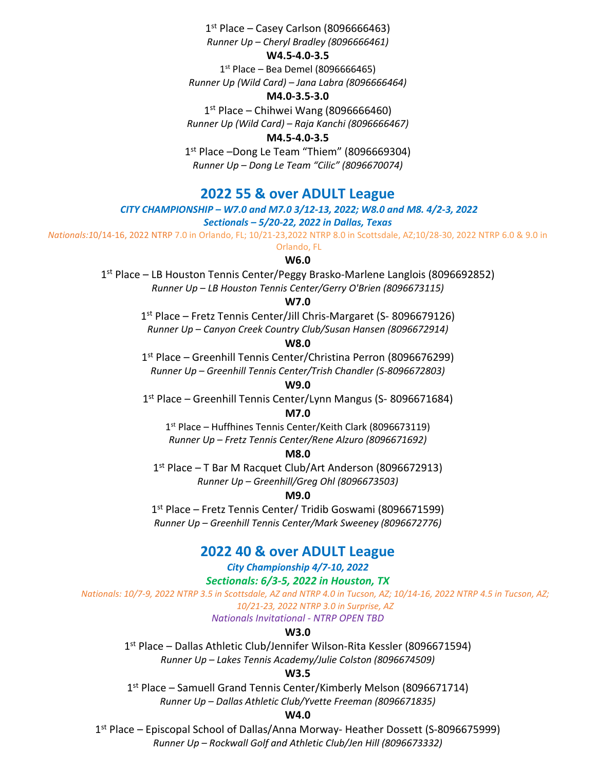1st Place – Casey Carlson (8096666463)

*Runner Up – Cheryl Bradley (8096666461)*

**W4.5-4.0-3.5**

1st Place – Bea Demel (8096666465)

*Runner Up (Wild Card) – Jana Labra (8096666464)*

**M4.0-3.5-3.0**

1st Place – Chihwei Wang (8096666460)

*Runner Up (Wild Card) – Raja Kanchi (8096666467)*

**M4.5-4.0-3.5**

1st Place –Dong Le Team "Thiem" (8096669304)

*Runner Up – Dong Le Team "Cilic" (8096670074)*

## 2022 55 & over ADULT League

***CITY CHAMPIONSHIP – W7.0 and M7.0 3/12-13, 2022; W8.0 and M8. 4/2-3, 2022***

***Sectionals – 5/20-22, 2022 in Dallas, Texas***

*Nationals:*10/14-16, 2022 NTRP 7.0 in Orlando, FL; 10/21-23,2022 NTRP 8.0 in Scottsdale, AZ;10/28-30, 2022 NTRP 6.0 & 9.0 in Orlando, FL

**W6.0**

1st Place – LB Houston Tennis Center/Peggy Brasko-Marlene Langlois (8096692852)

*Runner Up – LB Houston Tennis Center/Gerry O'Brien (8096673115)*

**W7.0**

1st Place – Fretz Tennis Center/Jill Chris-Margaret (S- 8096679126)

*Runner Up – Canyon Creek Country Club/Susan Hansen (8096672914)*

**W8.0**

1st Place – Greenhill Tennis Center/Christina Perron (8096676299)

*Runner Up – Greenhill Tennis Center/Trish Chandler (S-8096672803)*

**W9.0**

1st Place – Greenhill Tennis Center/Lynn Mangus (S- 8096671684)

**M7.0**

1st Place – Huffhines Tennis Center/Keith Clark (8096673119)

*Runner Up – Fretz Tennis Center/Rene Alzuro (8096671692)*

**M8.0**

1st Place – T Bar M Racquet Club/Art Anderson (8096672913)

*Runner Up – Greenhill/Greg Ohl (8096673503)*

**M9.0**

1st Place – Fretz Tennis Center/ Tridib Goswami (8096671599)

*Runner Up – Greenhill Tennis Center/Mark Sweeney (8096672776)*

## 2022 40 & over ADULT League

***City Championship 4/7-10, 2022***

***Sectionals: 6/3-5, 2022 in Houston, TX***

*Nationals: 10/7-9, 2022 NTRP 3.5 in Scottsdale, AZ and NTRP 4.0 in Tucson, AZ; 10/14-16, 2022 NTRP 4.5 in Tucson, AZ; 10/21-23, 2022 NTRP 3.0 in Surprise, AZ*

*Nationals Invitational - NTRP OPEN TBD*

**W3.0**

1st Place – Dallas Athletic Club/Jennifer Wilson-Rita Kessler (8096671594)

*Runner Up – Lakes Tennis Academy/Julie Colston (8096674509)*

**W3.5**

1st Place – Samuell Grand Tennis Center/Kimberly Melson (8096671714)

*Runner Up – Dallas Athletic Club/Yvette Freeman (8096671835)*

**W4.0**

1st Place – Episcopal School of Dallas/Anna Morway- Heather Dossett (S-8096675999)

*Runner Up – Rockwall Golf and Athletic Club/Jen Hill (8096673332)*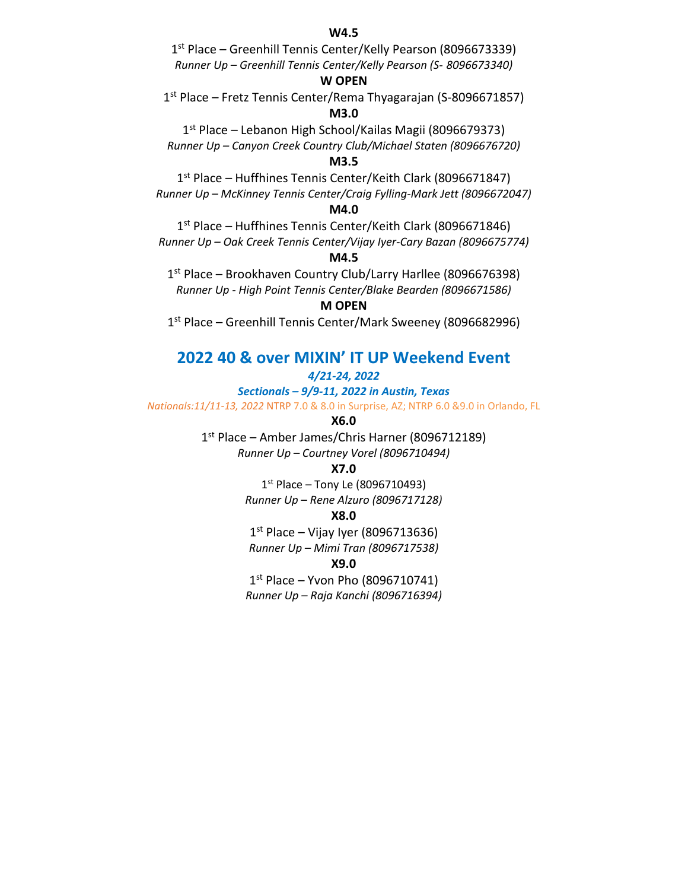**W4.5**

1st Place – Greenhill Tennis Center/Kelly Pearson (8096673339)

*Runner Up – Greenhill Tennis Center/Kelly Pearson (S- 8096673340)*

**W OPEN**

1st Place – Fretz Tennis Center/Rema Thyagarajan (S-8096671857)

**M3.0**

1st Place – Lebanon High School/Kailas Magii (8096679373)

*Runner Up – Canyon Creek Country Club/Michael Staten (8096676720)*

**M3.5**

1st Place – Huffhines Tennis Center/Keith Clark (8096671847)

*Runner Up – McKinney Tennis Center/Craig Fylling-Mark Jett (8096672047)*

**M4.0**

1st Place – Huffhines Tennis Center/Keith Clark (8096671846)

*Runner Up – Oak Creek Tennis Center/Vijay Iyer-Cary Bazan (8096675774)*

**M4.5**

1st Place – Brookhaven Country Club/Larry Harllee (8096676398)

*Runner Up - High Point Tennis Center/Blake Bearden (8096671586)*

**M OPEN**

1st Place – Greenhill Tennis Center/Mark Sweeney (8096682996)

## 2022 40 & over MIXIN' IT UP Weekend Event

***4/21-24, 2022***

***Sectionals – 9/9-11, 2022 in Austin, Texas***

*Nationals:11/11-13, 2022* NTRP 7.0 & 8.0 in Surprise, AZ; NTRP 6.0 &9.0 in Orlando, FL

**X6.0**

1st Place – Amber James/Chris Harner (8096712189)

*Runner Up – Courtney Vorel (8096710494)*

**X7.0**

1st Place – Tony Le (8096710493)

*Runner Up – Rene Alzuro (8096717128)*

**X8.0**

1st Place – Vijay Iyer (8096713636)

*Runner Up – Mimi Tran (8096717538)*

**X9.0**

1st Place – Yvon Pho (8096710741)

*Runner Up – Raja Kanchi (8096716394)*